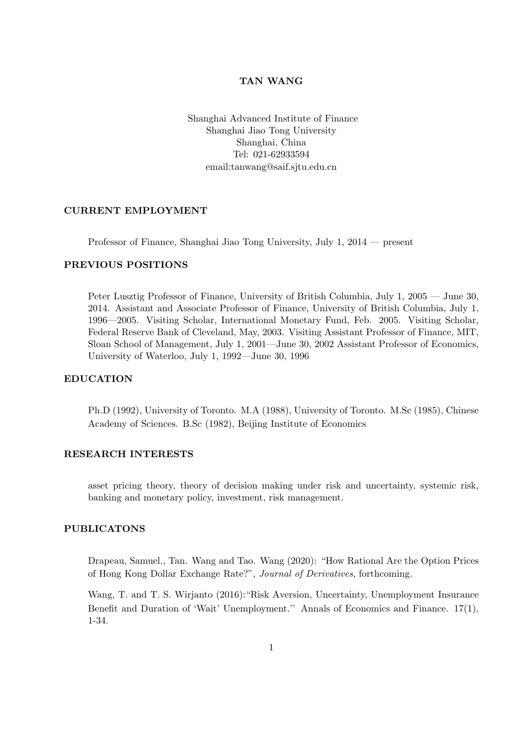# TAN WANG

Shanghai Advanced Institute of Finance
Shanghai Jiao Tong University
Shanghai, China
Tel: 021-62933594
email:tanwang@saif.sjtu.edu.cn

## CURRENT EMPLOYMENT

Professor of Finance, Shanghai Jiao Tong University, July 1, 2014 — present

## PREVIOUS POSITIONS

Peter Lusztig Professor of Finance, University of British Columbia, July 1, 2005 — June 30, 2014. Assistant and Associate Professor of Finance, University of British Columbia, July 1, 1996—2005. Visiting Scholar, International Monetary Fund, Feb. 2005. Visiting Scholar, Federal Reserve Bank of Cleveland, May, 2003. Visiting Assistant Professor of Finance, MIT, Sloan School of Management, July 1, 2001—June 30, 2002 Assistant Professor of Economics, University of Waterloo, July 1, 1992—June 30, 1996

## EDUCATION

Ph.D (1992), University of Toronto. M.A (1988), University of Toronto. M.Sc (1985), Chinese Academy of Sciences. B.Sc (1982), Beijing Institute of Economics

## RESEARCH INTERESTS

asset pricing theory, theory of decision making under risk and uncertainty, systemic risk, banking and monetary policy, investment, risk management.

## PUBLICATONS

Drapeau, Samuel., Tan. Wang and Tao. Wang (2020): "How Rational Are the Option Prices of Hong Kong Dollar Exchange Rate?", *Journal of Derivatives*, forthcoming.

Wang, T. and T. S. Wirjanto (2016):"Risk Aversion, Uncertainty, Unemployment Insurance Benefit and Duration of 'Wait' Unemployment.'' Annals of Economics and Finance. 17(1), 1-34.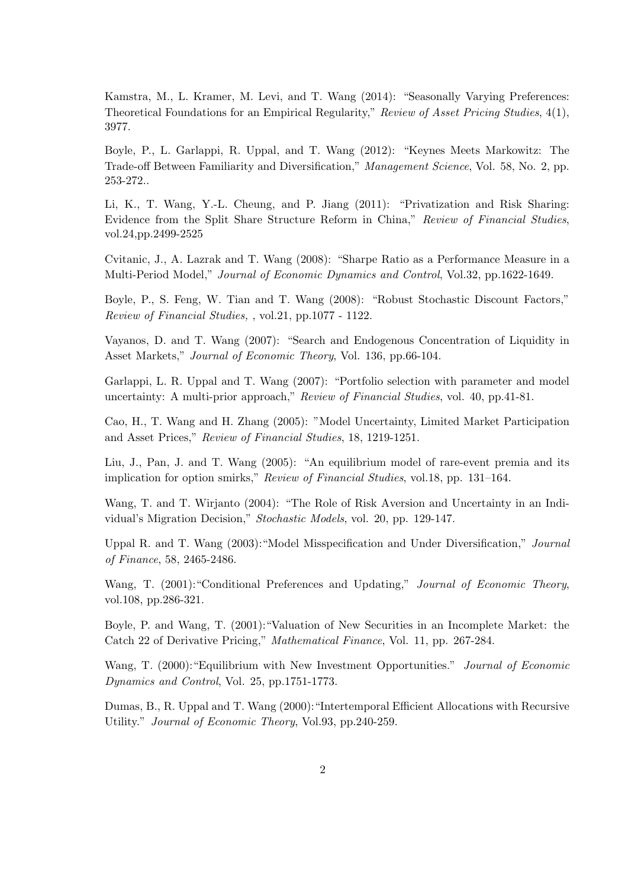Kamstra, M., L. Kramer, M. Levi, and T. Wang (2014): "Seasonally Varying Preferences: Theoretical Foundations for an Empirical Regularity," *Review of Asset Pricing Studies*, 4(1), 3977.

Boyle, P., L. Garlappi, R. Uppal, and T. Wang (2012): "Keynes Meets Markowitz: The Trade-off Between Familiarity and Diversification," *Management Science*, Vol. 58, No. 2, pp. 253-272..

Li, K., T. Wang, Y.-L. Cheung, and P. Jiang (2011): "Privatization and Risk Sharing: Evidence from the Split Share Structure Reform in China," *Review of Financial Studies*, vol.24,pp.2499-2525

Cvitanic, J., A. Lazrak and T. Wang (2008): "Sharpe Ratio as a Performance Measure in a Multi-Period Model," *Journal of Economic Dynamics and Control*, Vol.32, pp.1622-1649.

Boyle, P., S. Feng, W. Tian and T. Wang (2008): "Robust Stochastic Discount Factors," *Review of Financial Studies,* , vol.21, pp.1077 - 1122.

Vayanos, D. and T. Wang (2007): "Search and Endogenous Concentration of Liquidity in Asset Markets," *Journal of Economic Theory*, Vol. 136, pp.66-104.

Garlappi, L. R. Uppal and T. Wang (2007): "Portfolio selection with parameter and model uncertainty: A multi-prior approach," *Review of Financial Studies*, vol. 40, pp.41-81.

Cao, H., T. Wang and H. Zhang (2005): "Model Uncertainty, Limited Market Participation and Asset Prices," *Review of Financial Studies*, 18, 1219-1251.

Liu, J., Pan, J. and T. Wang (2005): "An equilibrium model of rare-event premia and its implication for option smirks," *Review of Financial Studies*, vol.18, pp. 131–164.

Wang, T. and T. Wirjanto (2004): "The Role of Risk Aversion and Uncertainty in an Individual's Migration Decision," *Stochastic Models*, vol. 20, pp. 129-147.

Uppal R. and T. Wang (2003): "Model Misspecification and Under Diversification," *Journal of Finance*, 58, 2465-2486.

Wang, T. (2001): "Conditional Preferences and Updating," *Journal of Economic Theory*, vol.108, pp.286-321.

Boyle, P. and Wang, T. (2001): "Valuation of New Securities in an Incomplete Market: the Catch 22 of Derivative Pricing," *Mathematical Finance*, Vol. 11, pp. 267-284.

Wang, T. (2000): "Equilibrium with New Investment Opportunities." *Journal of Economic Dynamics and Control*, Vol. 25, pp.1751-1773.

Dumas, B., R. Uppal and T. Wang (2000): "Intertemporal Efficient Allocations with Recursive Utility." *Journal of Economic Theory*, Vol.93, pp.240-259.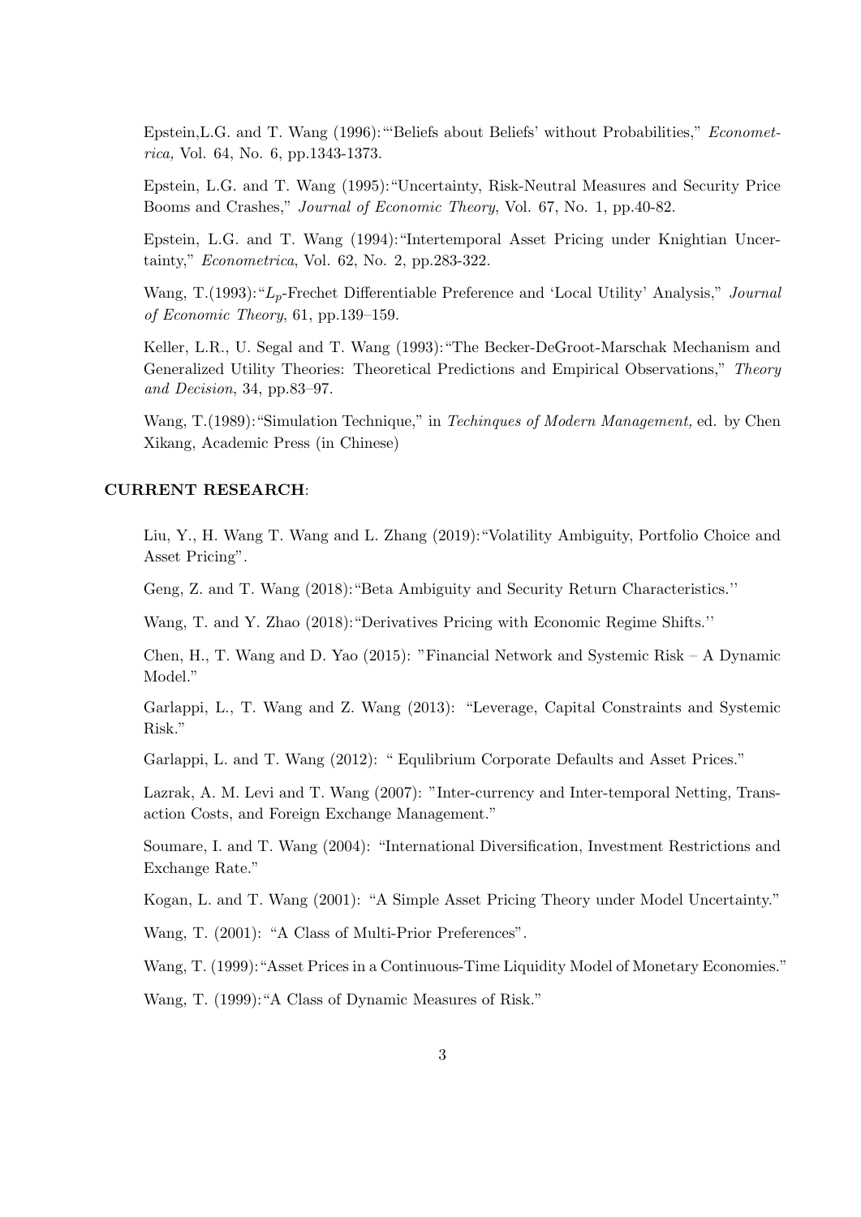Epstein,L.G. and T. Wang (1996):"'Beliefs about Beliefs' without Probabilities," *Econometrica,* Vol. 64, No. 6, pp.1343-1373.

Epstein, L.G. and T. Wang (1995):"Uncertainty, Risk-Neutral Measures and Security Price Booms and Crashes," *Journal of Economic Theory*, Vol. 67, No. 1, pp.40-82.

Epstein, L.G. and T. Wang (1994):"Intertemporal Asset Pricing under Knightian Uncertainty," *Econometrica*, Vol. 62, No. 2, pp.283-322.

Wang, T.(1993):"$L_p$-Frechet Differentiable Preference and 'Local Utility' Analysis," *Journal of Economic Theory*, 61, pp.139–159.

Keller, L.R., U. Segal and T. Wang (1993):"The Becker-DeGroot-Marschak Mechanism and Generalized Utility Theories: Theoretical Predictions and Empirical Observations," *Theory and Decision*, 34, pp.83–97.

Wang, T.(1989):"Simulation Technique," in *Techinques of Modern Management,* ed. by Chen Xikang, Academic Press (in Chinese)

**CURRENT RESEARCH**:

Liu, Y., H. Wang T. Wang and L. Zhang (2019):"Volatility Ambiguity, Portfolio Choice and Asset Pricing".

Geng, Z. and T. Wang (2018):"Beta Ambiguity and Security Return Characteristics.''

Wang, T. and Y. Zhao (2018):"Derivatives Pricing with Economic Regime Shifts.''

Chen, H., T. Wang and D. Yao (2015): "Financial Network and Systemic Risk – A Dynamic Model."

Garlappi, L., T. Wang and Z. Wang (2013): "Leverage, Capital Constraints and Systemic Risk."

Garlappi, L. and T. Wang (2012): " Equlibrium Corporate Defaults and Asset Prices."

Lazrak, A. M. Levi and T. Wang (2007): "Inter-currency and Inter-temporal Netting, Transaction Costs, and Foreign Exchange Management."

Soumare, I. and T. Wang (2004): "International Diversification, Investment Restrictions and Exchange Rate."

Kogan, L. and T. Wang (2001): "A Simple Asset Pricing Theory under Model Uncertainty."

Wang, T. (2001): "A Class of Multi-Prior Preferences".

Wang, T. (1999):"Asset Prices in a Continuous-Time Liquidity Model of Monetary Economies."

Wang, T. (1999):"A Class of Dynamic Measures of Risk."